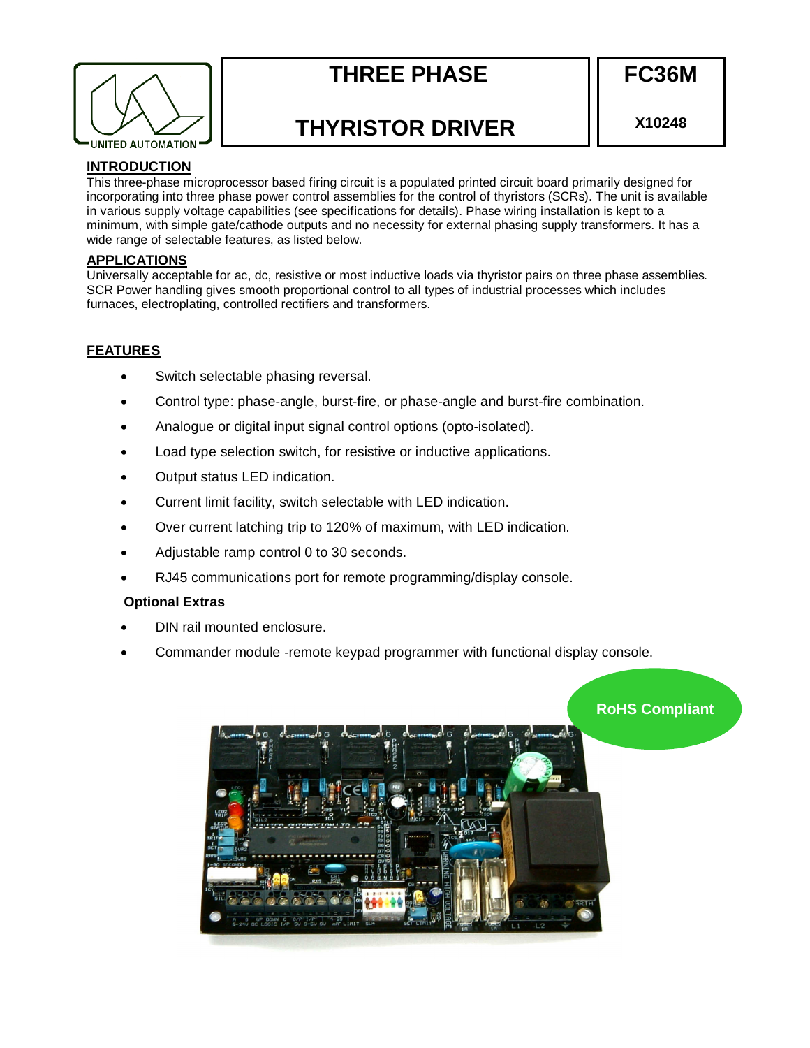UNITED AUTOMATION

# THREE PHASE THYRISTOR DRIVER

**FC36M**

**X10248**

## INTRODUCTION

This three-phase microprocessor based firing circuit is a populated printed circuit board primarily designed for incorporating into three phase power control assemblies for the control of thyristors (SCRs). The unit is available in various supply voltage capabilities (see specifications for details). Phase wiring installation is kept to a minimum, with simple gate/cathode outputs and no necessity for external phasing supply transformers. It has a wide range of selectable features, as listed below.

## APPLICATIONS

Universally acceptable for ac, dc, resistive or most inductive loads via thyristor pairs on three phase assemblies. SCR Power handling gives smooth proportional control to all types of industrial processes which includes furnaces, electroplating, controlled rectifiers and transformers.

## FEATURES

- Switch selectable phasing reversal.
- Control type: phase-angle, burst-fire, or phase-angle and burst-fire combination.
- Analogue or digital input signal control options (opto-isolated).
- Load type selection switch, for resistive or inductive applications.
- Output status LED indication.
- Current limit facility, switch selectable with LED indication.
- Over current latching trip to 120% of maximum, with LED indication.
- Adjustable ramp control 0 to 30 seconds.
- RJ45 communications port for remote programming/display console.

**Optional Extras**

- DIN rail mounted enclosure.
- Commander module -remote keypad programmer with functional display console.

**RoHS Compliant**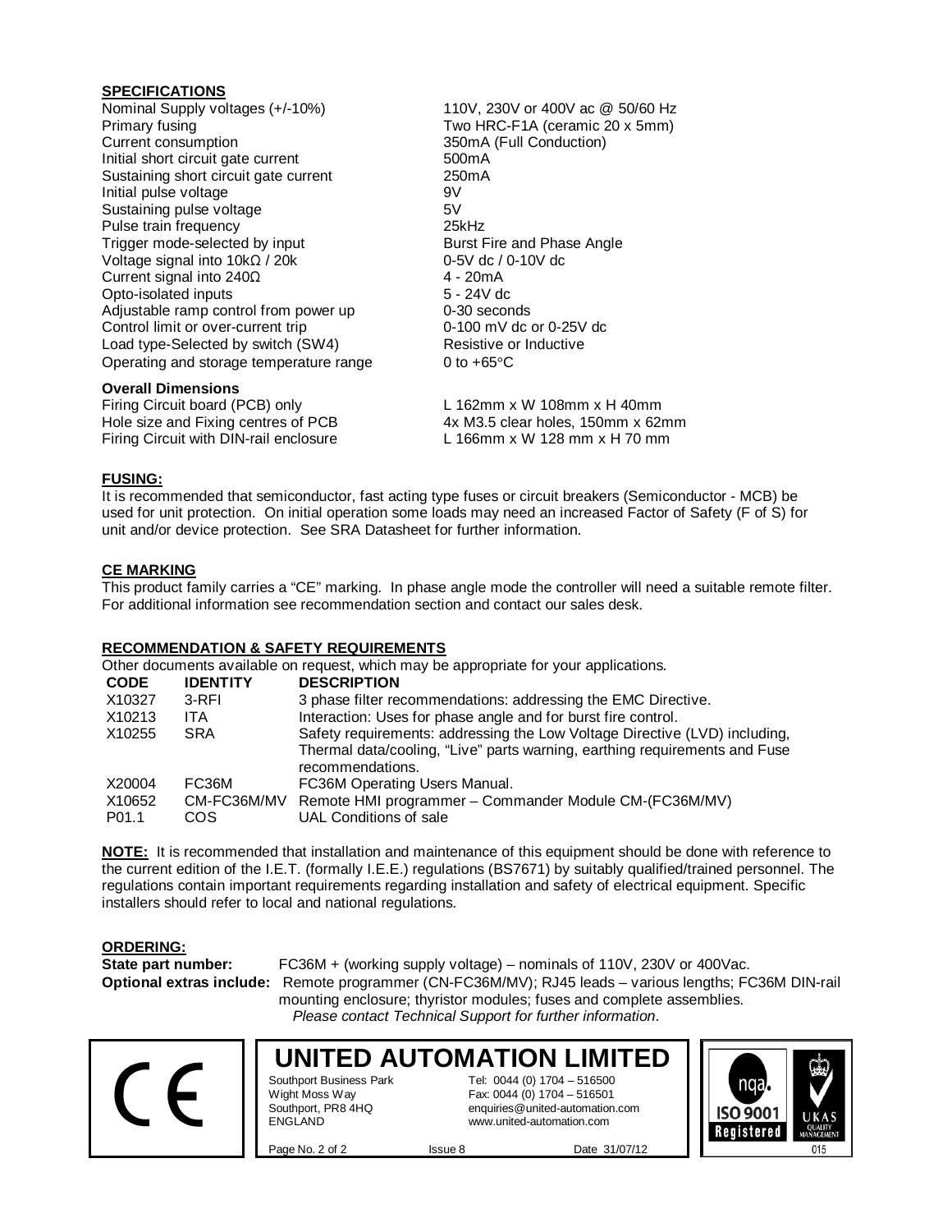## SPECIFICATIONS

| | |
|---|---|
| Nominal Supply voltages (+/-10%) | 110V, 230V or 400V ac @ 50/60 Hz |
| Primary fusing | Two HRC-F1A (ceramic 20 x 5mm) |
| Current consumption | 350mA (Full Conduction) |
| Initial short circuit gate current | 500mA |
| Sustaining short circuit gate current | 250mA |
| Initial pulse voltage | 9V |
| Sustaining pulse voltage | 5V |
| Pulse train frequency | 25kHz |
| Trigger mode-selected by input | Burst Fire and Phase Angle |
| Voltage signal into 10kΩ / 20k | 0-5V dc / 0-10V dc |
| Current signal into 240Ω | 4 - 20mA |
| Opto-isolated inputs | 5 - 24V dc |
| Adjustable ramp control from power up | 0-30 seconds |
| Control limit or over-current trip | 0-100 mV dc or 0-25V dc |
| Load type-Selected by switch (SW4) | Resistive or Inductive |
| Operating and storage temperature range | 0 to +65°C |

### Overall Dimensions

| | |
|---|---|
| Firing Circuit board (PCB) only | L 162mm x W 108mm x H 40mm |
| Hole size and Fixing centres of PCB | 4x M3.5 clear holes, 150mm x 62mm |
| Firing Circuit with DIN-rail enclosure | L 166mm x W 128 mm x H 70 mm |

## FUSING:

It is recommended that semiconductor, fast acting type fuses or circuit breakers (Semiconductor - MCB) be used for unit protection. On initial operation some loads may need an increased Factor of Safety (F of S) for unit and/or device protection. See SRA Datasheet for further information.

## CE MARKING

This product family carries a "CE" marking. In phase angle mode the controller will need a suitable remote filter. For additional information see recommendation section and contact our sales desk.

## RECOMMENDATION & SAFETY REQUIREMENTS

Other documents available on request, which may be appropriate for your applications.

| CODE | IDENTITY | DESCRIPTION |
|---|---|---|
| X10327 | 3-RFI | 3 phase filter recommendations: addressing the EMC Directive. |
| X10213 | ITA | Interaction: Uses for phase angle and for burst fire control. |
| X10255 | SRA | Safety requirements: addressing the Low Voltage Directive (LVD) including, Thermal data/cooling, "Live" parts warning, earthing requirements and Fuse recommendations. |
| X20004 | FC36M | FC36M Operating Users Manual. |
| X10652 | CM-FC36M/MV | Remote HMI programmer – Commander Module CM-(FC36M/MV) |
| P01.1 | COS | UAL Conditions of sale |

**NOTE:** It is recommended that installation and maintenance of this equipment should be done with reference to the current edition of the I.E.T. (formally I.E.E.) regulations (BS7671) by suitably qualified/trained personnel. The regulations contain important requirements regarding installation and safety of electrical equipment. Specific installers should refer to local and national regulations.

## ORDERING:

**State part number:** FC36M + (working supply voltage) – nominals of 110V, 230V or 400Vac.

**Optional extras include:** Remote programmer (CN-FC36M/MV); RJ45 leads – various lengths; FC36M DIN-rail mounting enclosure; thyristor modules; fuses and complete assemblies.

*Please contact Technical Support for further information.*

CE

**UNITED AUTOMATION LIMITED**

Southport Business Park
Wight Moss Way
Southport, PR8 4HQ
ENGLAND

Tel: 0044 (0) 1704 – 516500
Fax: 0044 (0) 1704 – 516501
enquiries@united-automation.com
www.united-automation.com

Issue 8 Date 31/07/12

nqa. ISO 9001 Registered UKAS QUALITY MANAGEMENT 015